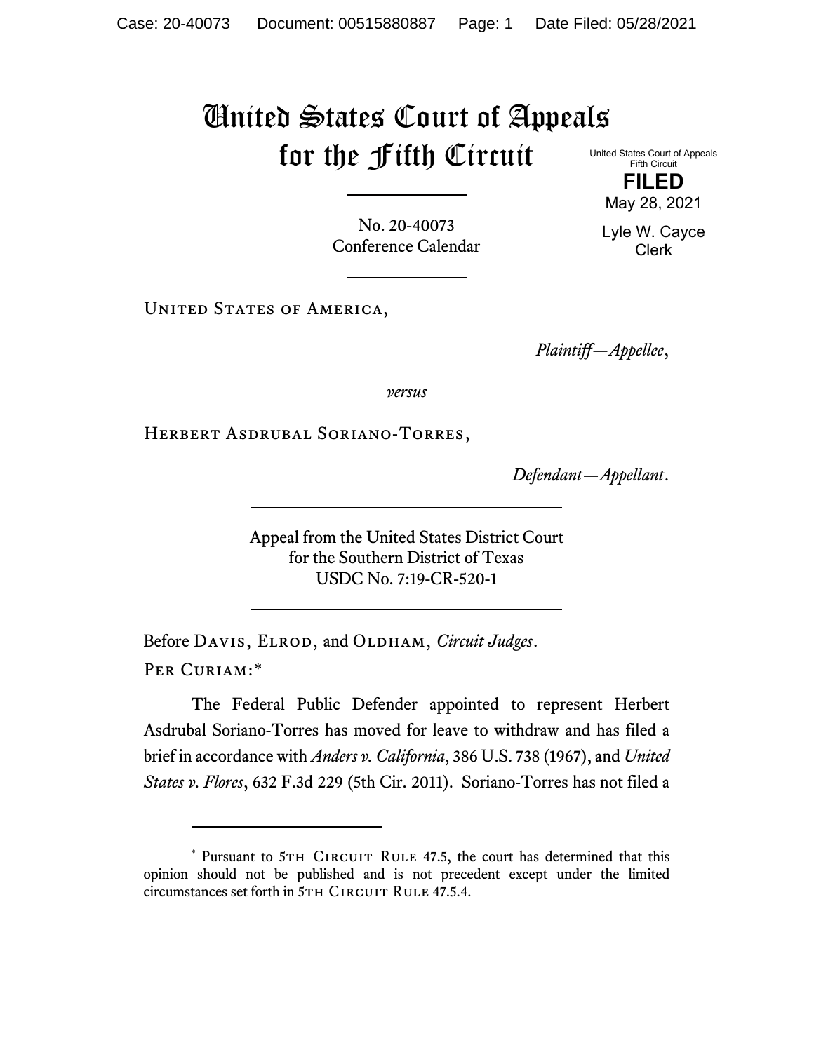# United States Court of Appeals for the Fifth Circuit

United States Court of Appeals
Fifth Circuit

**FILED**

May 28, 2021

Lyle W. Cayce
Clerk

No. 20-40073
Conference Calendar

---

United States of America,

*Plaintiff—Appellee*,

*versus*

Herbert Asdrubal Soriano-Torres,

*Defendant—Appellant*.

---

Appeal from the United States District Court
for the Southern District of Texas
USDC No. 7:19-CR-520-1

---

Before Davis, Elrod, and Oldham, *Circuit Judges*.

Per Curiam:*

The Federal Public Defender appointed to represent Herbert Asdrubal Soriano-Torres has moved for leave to withdraw and has filed a brief in accordance with *Anders v. California*, 386 U.S. 738 (1967), and *United States v. Flores*, 632 F.3d 229 (5th Cir. 2011). Soriano-Torres has not filed a

---

* Pursuant to 5th Circuit Rule 47.5, the court has determined that this opinion should not be published and is not precedent except under the limited circumstances set forth in 5th Circuit Rule 47.5.4.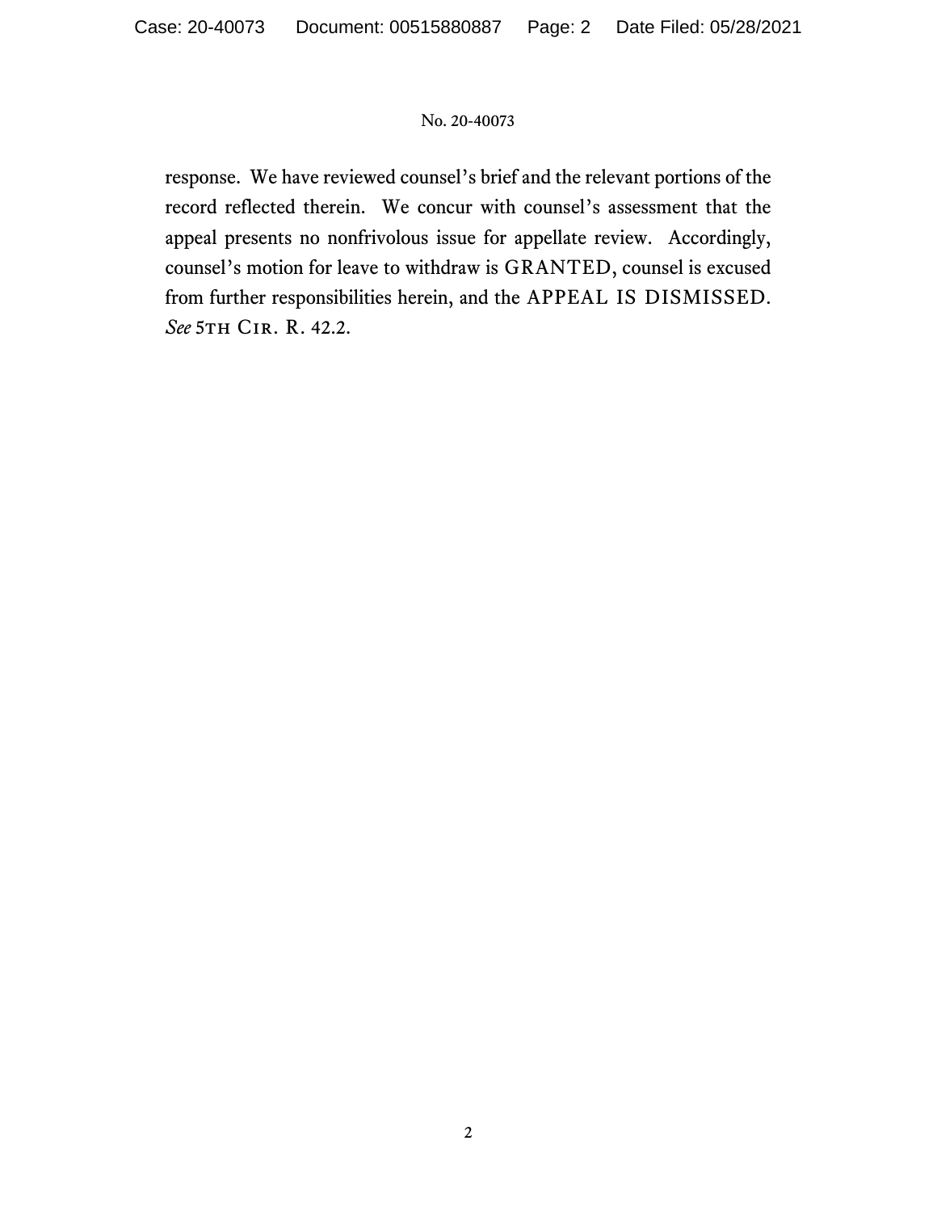response. We have reviewed counsel's brief and the relevant portions of the record reflected therein. We concur with counsel's assessment that the appeal presents no nonfrivolous issue for appellate review. Accordingly, counsel's motion for leave to withdraw is GRANTED, counsel is excused from further responsibilities herein, and the APPEAL IS DISMISSED. *See* 5TH CIR. R. 42.2.